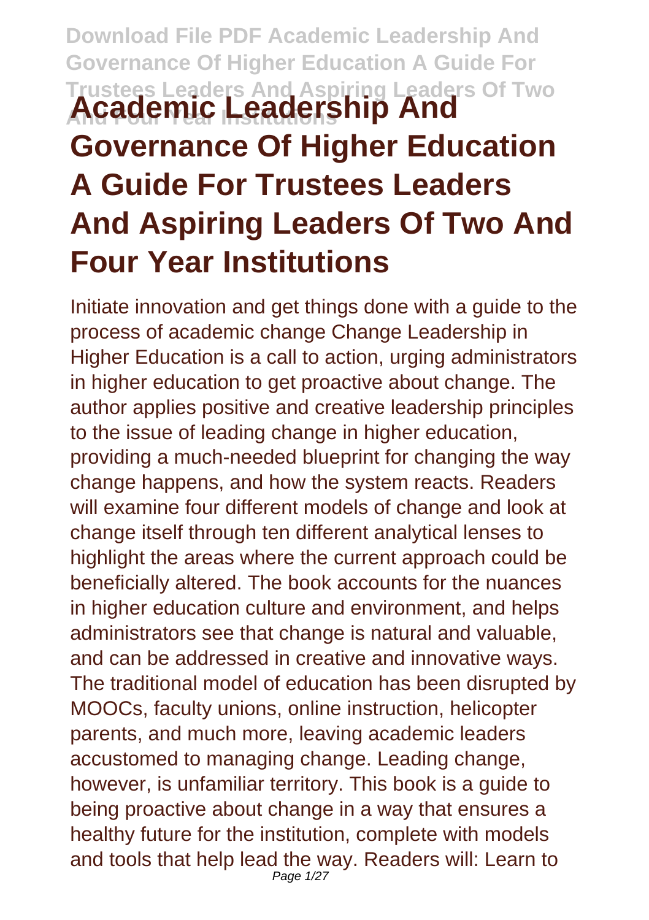# Academic Leadership And Governance Of Higher Education A Guide For Trustees Leaders And Aspiring Leaders Of Two And Four Year Institutions

Initiate innovation and get things done with a guide to the process of academic change Change Leadership in Higher Education is a call to action, urging administrators in higher education to get proactive about change. The author applies positive and creative leadership principles to the issue of leading change in higher education, providing a much-needed blueprint for changing the way change happens, and how the system reacts. Readers will examine four different models of change and look at change itself through ten different analytical lenses to highlight the areas where the current approach could be beneficially altered. The book accounts for the nuances in higher education culture and environment, and helps administrators see that change is natural and valuable, and can be addressed in creative and innovative ways. The traditional model of education has been disrupted by MOOCs, faculty unions, online instruction, helicopter parents, and much more, leaving academic leaders accustomed to managing change. Leading change, however, is unfamiliar territory. This book is a guide to being proactive about change in a way that ensures a healthy future for the institution, complete with models and tools that help lead the way. Readers will: Learn to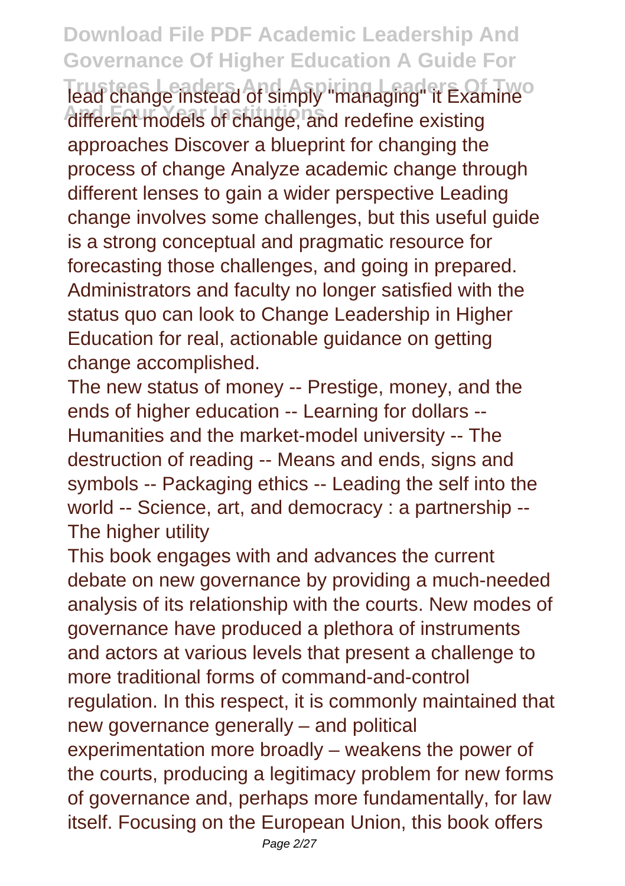lead change instead of simply "managing" it Examine different models of change, and redefine existing approaches Discover a blueprint for changing the process of change Analyze academic change through different lenses to gain a wider perspective Leading change involves some challenges, but this useful guide is a strong conceptual and pragmatic resource for forecasting those challenges, and going in prepared. Administrators and faculty no longer satisfied with the status quo can look to Change Leadership in Higher Education for real, actionable guidance on getting change accomplished.

The new status of money -- Prestige, money, and the ends of higher education -- Learning for dollars -- Humanities and the market-model university -- The destruction of reading -- Means and ends, signs and symbols -- Packaging ethics -- Leading the self into the world -- Science, art, and democracy : a partnership -- The higher utility

This book engages with and advances the current debate on new governance by providing a much-needed analysis of its relationship with the courts. New modes of governance have produced a plethora of instruments and actors at various levels that present a challenge to more traditional forms of command-and-control regulation. In this respect, it is commonly maintained that new governance generally – and political experimentation more broadly – weakens the power of the courts, producing a legitimacy problem for new forms of governance and, perhaps more fundamentally, for law itself. Focusing on the European Union, this book offers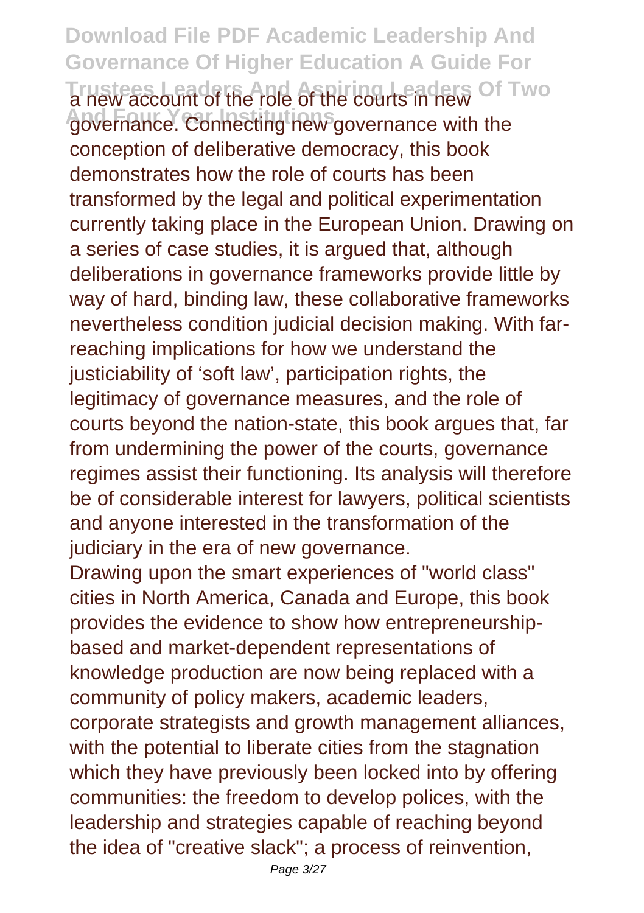a new account of the role of the courts in new governance. Connecting new governance with the conception of deliberative democracy, this book demonstrates how the role of courts has been transformed by the legal and political experimentation currently taking place in the European Union. Drawing on a series of case studies, it is argued that, although deliberations in governance frameworks provide little by way of hard, binding law, these collaborative frameworks nevertheless condition judicial decision making. With far-reaching implications for how we understand the justiciability of 'soft law', participation rights, the legitimacy of governance measures, and the role of courts beyond the nation-state, this book argues that, far from undermining the power of the courts, governance regimes assist their functioning. Its analysis will therefore be of considerable interest for lawyers, political scientists and anyone interested in the transformation of the judiciary in the era of new governance.

Drawing upon the smart experiences of "world class" cities in North America, Canada and Europe, this book provides the evidence to show how entrepreneurship-based and market-dependent representations of knowledge production are now being replaced with a community of policy makers, academic leaders, corporate strategists and growth management alliances, with the potential to liberate cities from the stagnation which they have previously been locked into by offering communities: the freedom to develop polices, with the leadership and strategies capable of reaching beyond the idea of "creative slack"; a process of reinvention,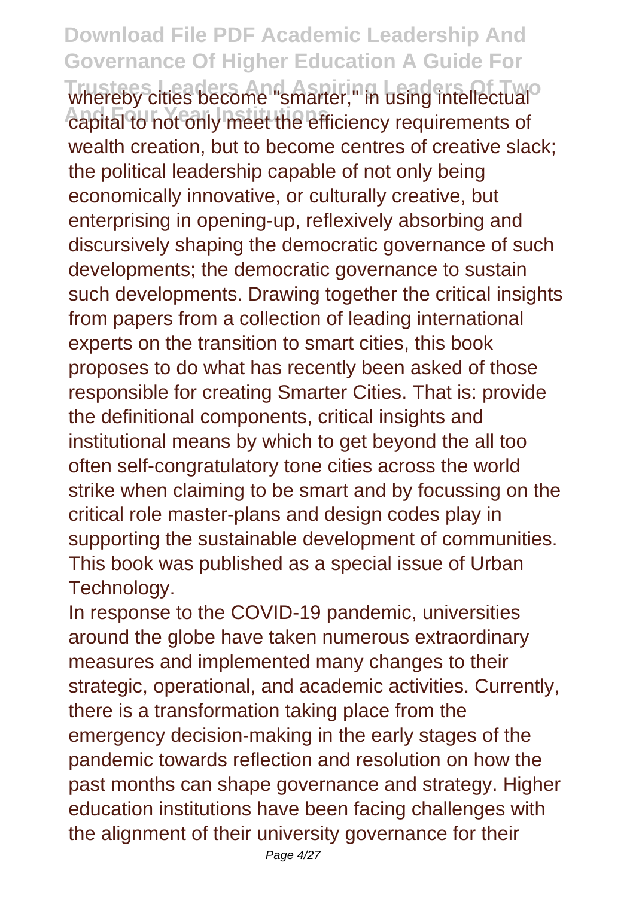whereby cities become "smarter," in using intellectual capital to not only meet the efficiency requirements of wealth creation, but to become centres of creative slack; the political leadership capable of not only being economically innovative, or culturally creative, but enterprising in opening-up, reflexively absorbing and discursively shaping the democratic governance of such developments; the democratic governance to sustain such developments. Drawing together the critical insights from papers from a collection of leading international experts on the transition to smart cities, this book proposes to do what has recently been asked of those responsible for creating Smarter Cities. That is: provide the definitional components, critical insights and institutional means by which to get beyond the all too often self-congratulatory tone cities across the world strike when claiming to be smart and by focussing on the critical role master-plans and design codes play in supporting the sustainable development of communities. This book was published as a special issue of Urban Technology.

In response to the COVID-19 pandemic, universities around the globe have taken numerous extraordinary measures and implemented many changes to their strategic, operational, and academic activities. Currently, there is a transformation taking place from the emergency decision-making in the early stages of the pandemic towards reflection and resolution on how the past months can shape governance and strategy. Higher education institutions have been facing challenges with the alignment of their university governance for their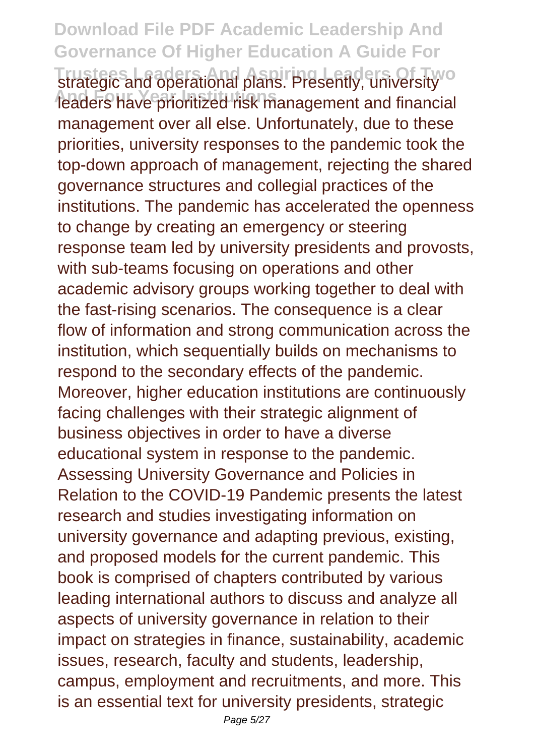strategic and operational plans. Presently, university leaders have prioritized risk management and financial management over all else. Unfortunately, due to these priorities, university responses to the pandemic took the top-down approach of management, rejecting the shared governance structures and collegial practices of the institutions. The pandemic has accelerated the openness to change by creating an emergency or steering response team led by university presidents and provosts, with sub-teams focusing on operations and other academic advisory groups working together to deal with the fast-rising scenarios. The consequence is a clear flow of information and strong communication across the institution, which sequentially builds on mechanisms to respond to the secondary effects of the pandemic. Moreover, higher education institutions are continuously facing challenges with their strategic alignment of business objectives in order to have a diverse educational system in response to the pandemic. Assessing University Governance and Policies in Relation to the COVID-19 Pandemic presents the latest research and studies investigating information on university governance and adapting previous, existing, and proposed models for the current pandemic. This book is comprised of chapters contributed by various leading international authors to discuss and analyze all aspects of university governance in relation to their impact on strategies in finance, sustainability, academic issues, research, faculty and students, leadership, campus, employment and recruitments, and more. This is an essential text for university presidents, strategic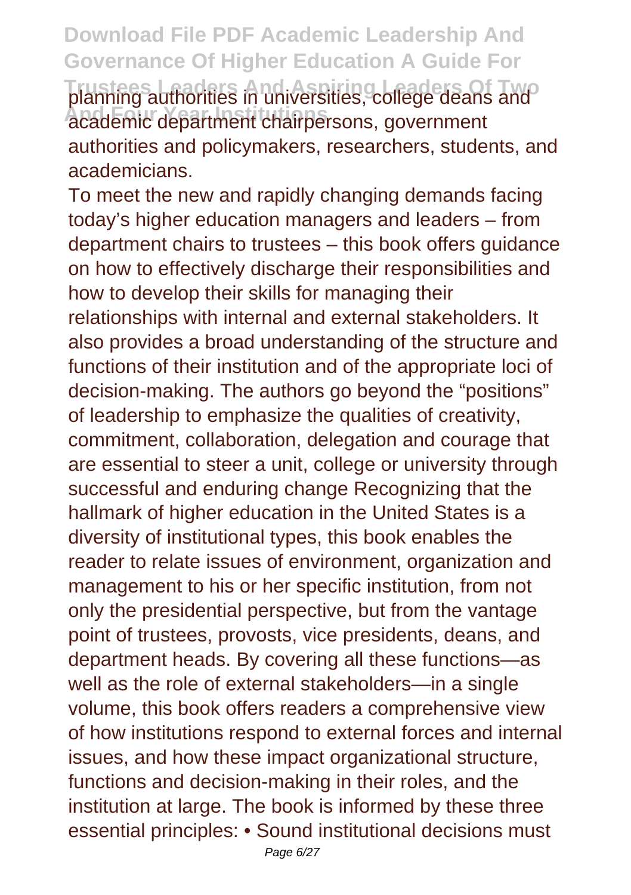planning authorities in universities, college deans and academic department chairpersons, government authorities and policymakers, researchers, students, and academicians.

To meet the new and rapidly changing demands facing today's higher education managers and leaders – from department chairs to trustees – this book offers guidance on how to effectively discharge their responsibilities and how to develop their skills for managing their relationships with internal and external stakeholders. It also provides a broad understanding of the structure and functions of their institution and of the appropriate loci of decision-making. The authors go beyond the "positions" of leadership to emphasize the qualities of creativity, commitment, collaboration, delegation and courage that are essential to steer a unit, college or university through successful and enduring change Recognizing that the hallmark of higher education in the United States is a diversity of institutional types, this book enables the reader to relate issues of environment, organization and management to his or her specific institution, from not only the presidential perspective, but from the vantage point of trustees, provosts, vice presidents, deans, and department heads. By covering all these functions—as well as the role of external stakeholders—in a single volume, this book offers readers a comprehensive view of how institutions respond to external forces and internal issues, and how these impact organizational structure, functions and decision-making in their roles, and the institution at large. The book is informed by these three essential principles: • Sound institutional decisions must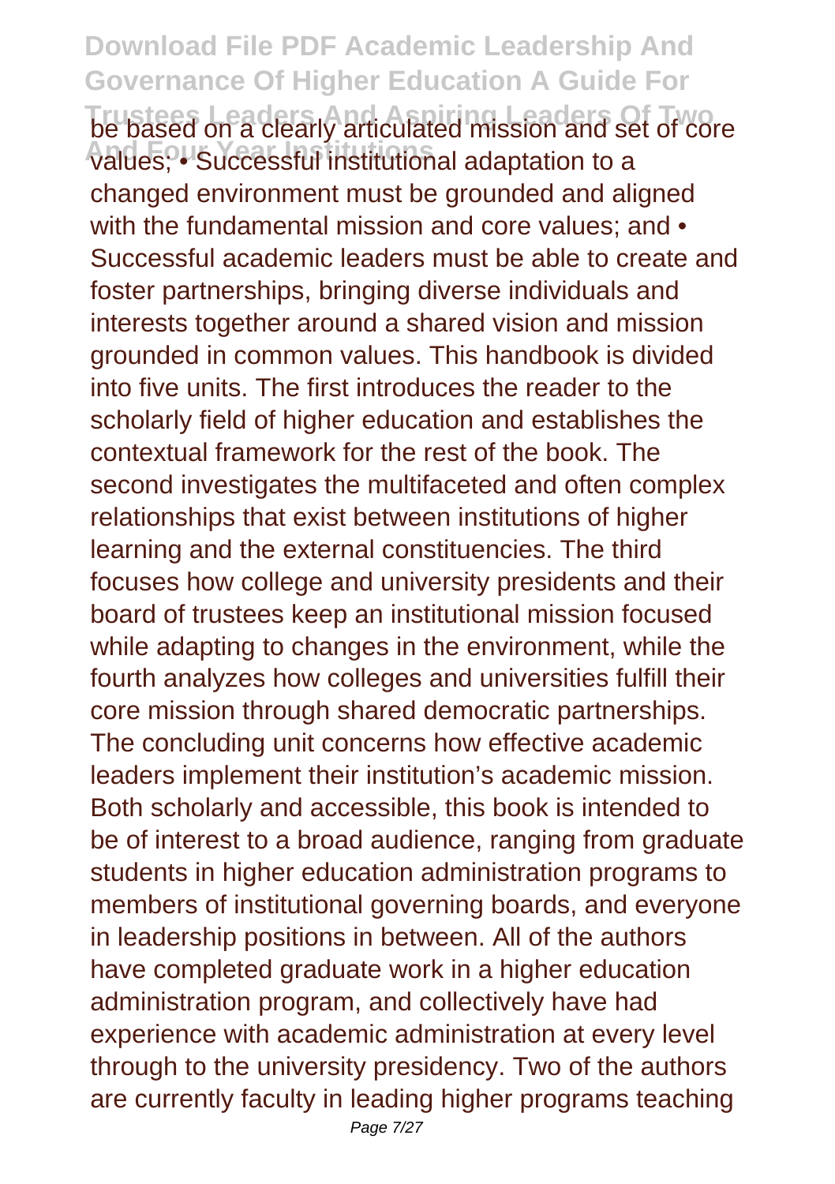be based on a clearly articulated mission and set of core values; • Successful institutional adaptation to a changed environment must be grounded and aligned with the fundamental mission and core values; and • Successful academic leaders must be able to create and foster partnerships, bringing diverse individuals and interests together around a shared vision and mission grounded in common values. This handbook is divided into five units. The first introduces the reader to the scholarly field of higher education and establishes the contextual framework for the rest of the book. The second investigates the multifaceted and often complex relationships that exist between institutions of higher learning and the external constituencies. The third focuses how college and university presidents and their board of trustees keep an institutional mission focused while adapting to changes in the environment, while the fourth analyzes how colleges and universities fulfill their core mission through shared democratic partnerships. The concluding unit concerns how effective academic leaders implement their institution's academic mission. Both scholarly and accessible, this book is intended to be of interest to a broad audience, ranging from graduate students in higher education administration programs to members of institutional governing boards, and everyone in leadership positions in between. All of the authors have completed graduate work in a higher education administration program, and collectively have had experience with academic administration at every level through to the university presidency. Two of the authors are currently faculty in leading higher programs teaching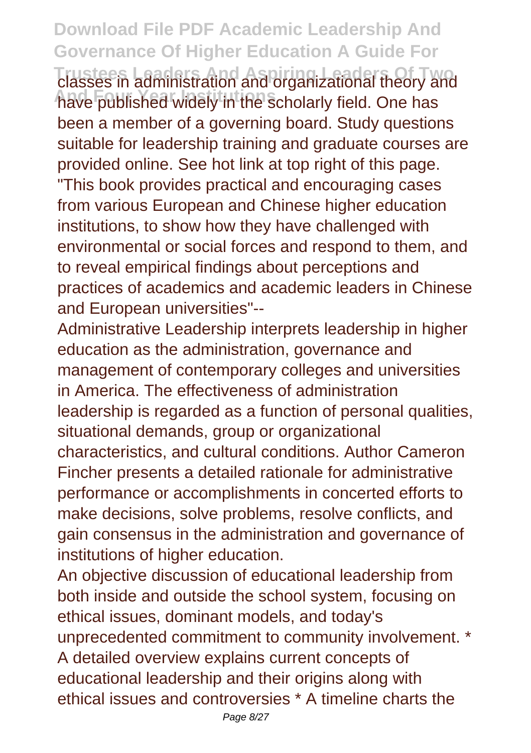classes in administration and organizational theory and have published widely in the scholarly field. One has been a member of a governing board. Study questions suitable for leadership training and graduate courses are provided online. See hot link at top right of this page.

"This book provides practical and encouraging cases from various European and Chinese higher education institutions, to show how they have challenged with environmental or social forces and respond to them, and to reveal empirical findings about perceptions and practices of academics and academic leaders in Chinese and European universities"--

Administrative Leadership interprets leadership in higher education as the administration, governance and management of contemporary colleges and universities in America. The effectiveness of administration leadership is regarded as a function of personal qualities, situational demands, group or organizational characteristics, and cultural conditions. Author Cameron Fincher presents a detailed rationale for administrative performance or accomplishments in concerted efforts to make decisions, solve problems, resolve conflicts, and gain consensus in the administration and governance of institutions of higher education.

An objective discussion of educational leadership from both inside and outside the school system, focusing on ethical issues, dominant models, and today's unprecedented commitment to community involvement. * A detailed overview explains current concepts of educational leadership and their origins along with ethical issues and controversies * A timeline charts the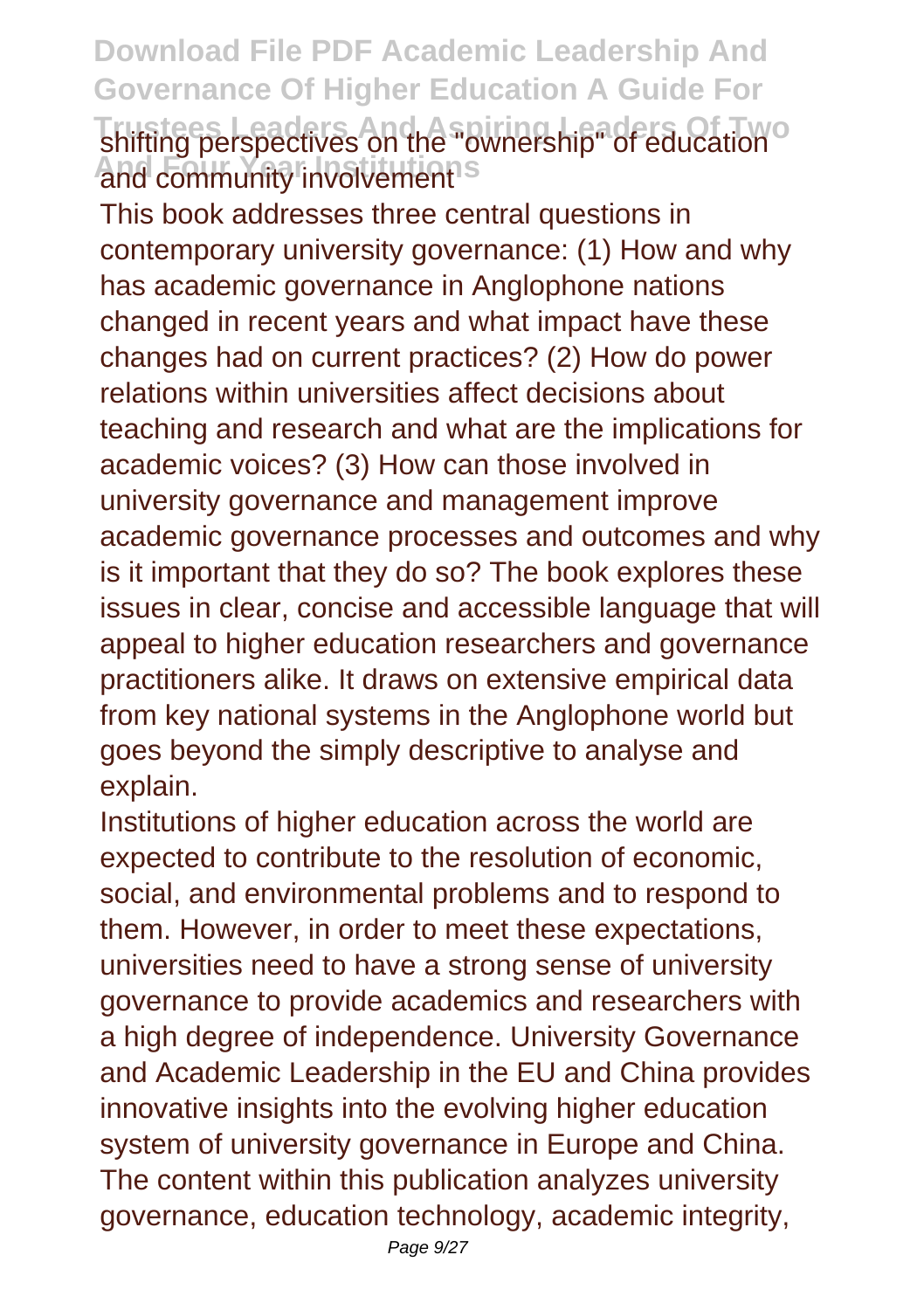shifting perspectives on the "ownership" of education and community involvement

This book addresses three central questions in contemporary university governance: (1) How and why has academic governance in Anglophone nations changed in recent years and what impact have these changes had on current practices? (2) How do power relations within universities affect decisions about teaching and research and what are the implications for academic voices? (3) How can those involved in university governance and management improve academic governance processes and outcomes and why is it important that they do so? The book explores these issues in clear, concise and accessible language that will appeal to higher education researchers and governance practitioners alike. It draws on extensive empirical data from key national systems in the Anglophone world but goes beyond the simply descriptive to analyse and explain.

Institutions of higher education across the world are expected to contribute to the resolution of economic, social, and environmental problems and to respond to them. However, in order to meet these expectations, universities need to have a strong sense of university governance to provide academics and researchers with a high degree of independence. University Governance and Academic Leadership in the EU and China provides innovative insights into the evolving higher education system of university governance in Europe and China. The content within this publication analyzes university governance, education technology, academic integrity,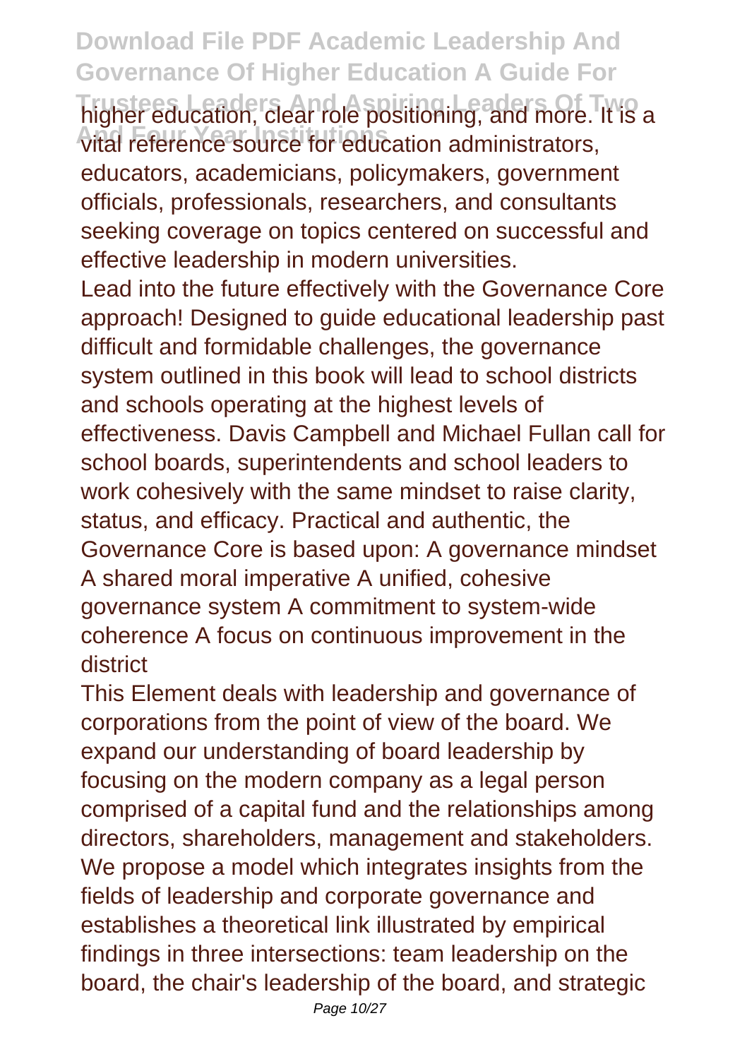higher education, clear role positioning, and more. It is a vital reference source for education administrators, educators, academicians, policymakers, government officials, professionals, researchers, and consultants seeking coverage on topics centered on successful and effective leadership in modern universities.

Lead into the future effectively with the Governance Core approach! Designed to guide educational leadership past difficult and formidable challenges, the governance system outlined in this book will lead to school districts and schools operating at the highest levels of effectiveness. Davis Campbell and Michael Fullan call for school boards, superintendents and school leaders to work cohesively with the same mindset to raise clarity, status, and efficacy. Practical and authentic, the Governance Core is based upon: A governance mindset A shared moral imperative A unified, cohesive governance system A commitment to system-wide coherence A focus on continuous improvement in the district

This Element deals with leadership and governance of corporations from the point of view of the board. We expand our understanding of board leadership by focusing on the modern company as a legal person comprised of a capital fund and the relationships among directors, shareholders, management and stakeholders. We propose a model which integrates insights from the fields of leadership and corporate governance and establishes a theoretical link illustrated by empirical findings in three intersections: team leadership on the board, the chair's leadership of the board, and strategic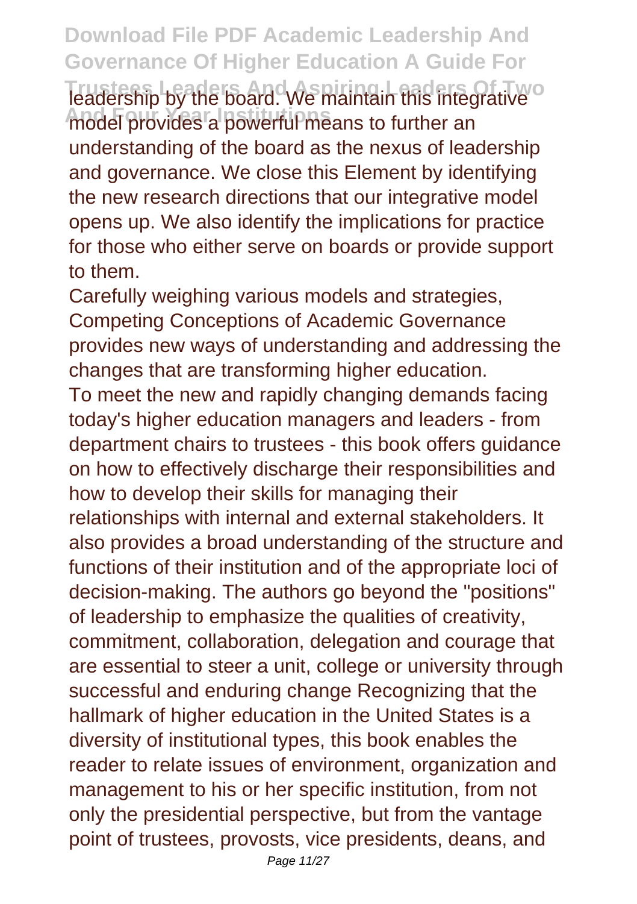leadership by the board. We maintain this integrative model provides a powerful means to further an understanding of the board as the nexus of leadership and governance. We close this Element by identifying the new research directions that our integrative model opens up. We also identify the implications for practice for those who either serve on boards or provide support to them.

Carefully weighing various models and strategies, Competing Conceptions of Academic Governance provides new ways of understanding and addressing the changes that are transforming higher education.

To meet the new and rapidly changing demands facing today's higher education managers and leaders - from department chairs to trustees - this book offers guidance on how to effectively discharge their responsibilities and how to develop their skills for managing their relationships with internal and external stakeholders. It also provides a broad understanding of the structure and functions of their institution and of the appropriate loci of decision-making. The authors go beyond the "positions" of leadership to emphasize the qualities of creativity, commitment, collaboration, delegation and courage that are essential to steer a unit, college or university through successful and enduring change Recognizing that the hallmark of higher education in the United States is a diversity of institutional types, this book enables the reader to relate issues of environment, organization and management to his or her specific institution, from not only the presidential perspective, but from the vantage point of trustees, provosts, vice presidents, deans, and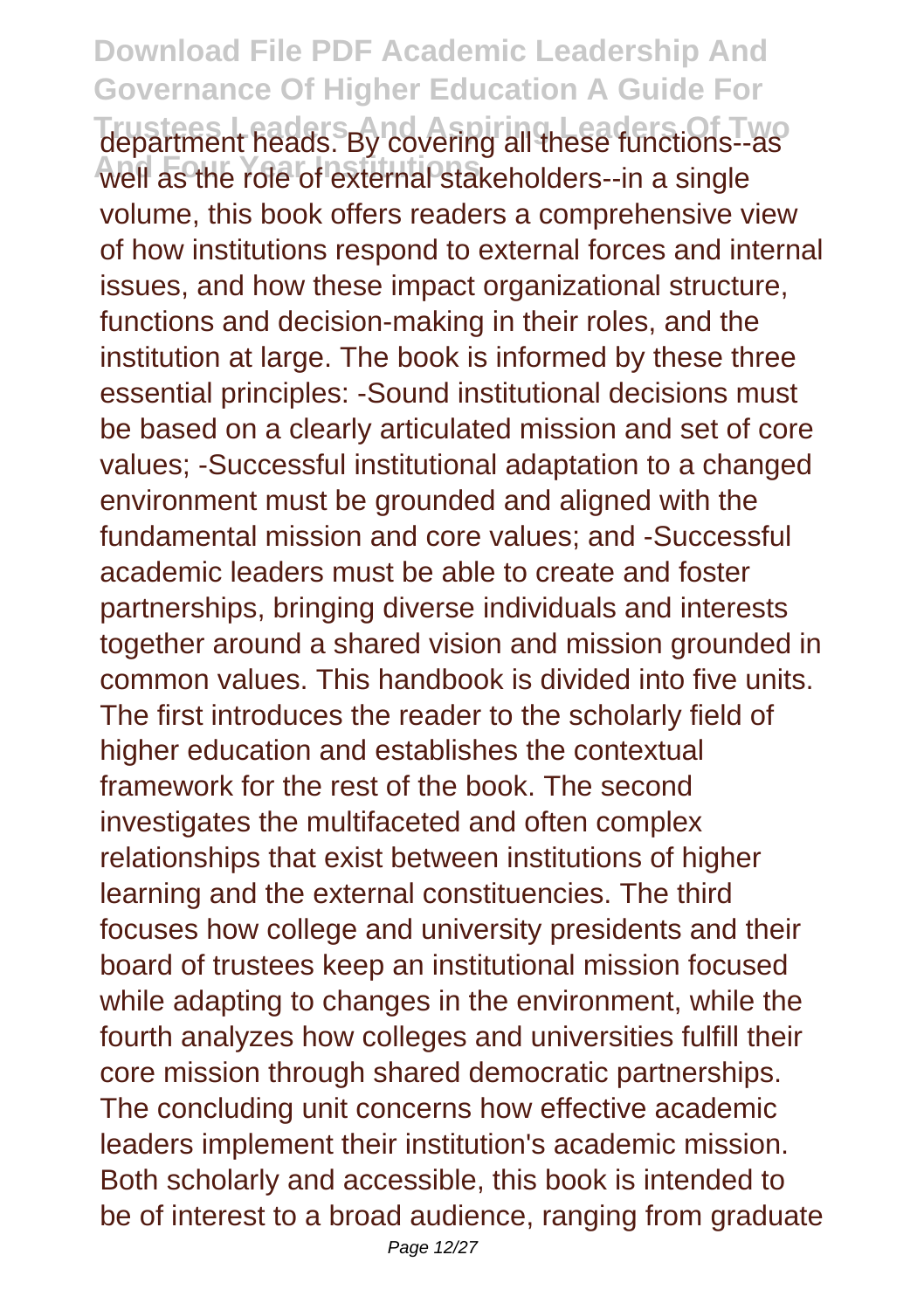department heads. By covering all these functions--as well as the role of external stakeholders--in a single volume, this book offers readers a comprehensive view of how institutions respond to external forces and internal issues, and how these impact organizational structure, functions and decision-making in their roles, and the institution at large. The book is informed by these three essential principles: -Sound institutional decisions must be based on a clearly articulated mission and set of core values; -Successful institutional adaptation to a changed environment must be grounded and aligned with the fundamental mission and core values; and -Successful academic leaders must be able to create and foster partnerships, bringing diverse individuals and interests together around a shared vision and mission grounded in common values. This handbook is divided into five units. The first introduces the reader to the scholarly field of higher education and establishes the contextual framework for the rest of the book. The second investigates the multifaceted and often complex relationships that exist between institutions of higher learning and the external constituencies. The third focuses how college and university presidents and their board of trustees keep an institutional mission focused while adapting to changes in the environment, while the fourth analyzes how colleges and universities fulfill their core mission through shared democratic partnerships. The concluding unit concerns how effective academic leaders implement their institution's academic mission. Both scholarly and accessible, this book is intended to be of interest to a broad audience, ranging from graduate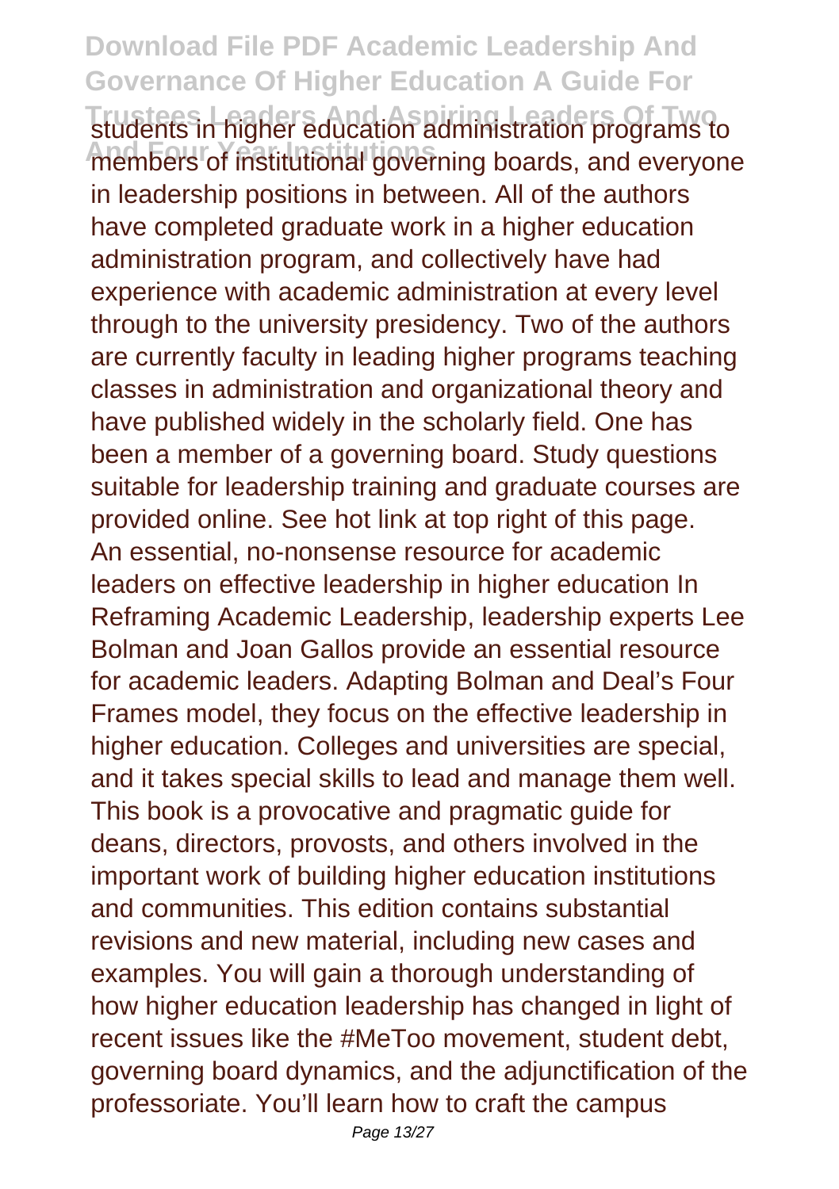students in higher education administration programs to members of institutional governing boards, and everyone in leadership positions in between. All of the authors have completed graduate work in a higher education administration program, and collectively have had experience with academic administration at every level through to the university presidency. Two of the authors are currently faculty in leading higher programs teaching classes in administration and organizational theory and have published widely in the scholarly field. One has been a member of a governing board. Study questions suitable for leadership training and graduate courses are provided online. See hot link at top right of this page.
An essential, no-nonsense resource for academic leaders on effective leadership in higher education In Reframing Academic Leadership, leadership experts Lee Bolman and Joan Gallos provide an essential resource for academic leaders. Adapting Bolman and Deal's Four Frames model, they focus on the effective leadership in higher education. Colleges and universities are special, and it takes special skills to lead and manage them well. This book is a provocative and pragmatic guide for deans, directors, provosts, and others involved in the important work of building higher education institutions and communities. This edition contains substantial revisions and new material, including new cases and examples. You will gain a thorough understanding of how higher education leadership has changed in light of recent issues like the #MeToo movement, student debt, governing board dynamics, and the adjunctification of the professoriate. You'll learn how to craft the campus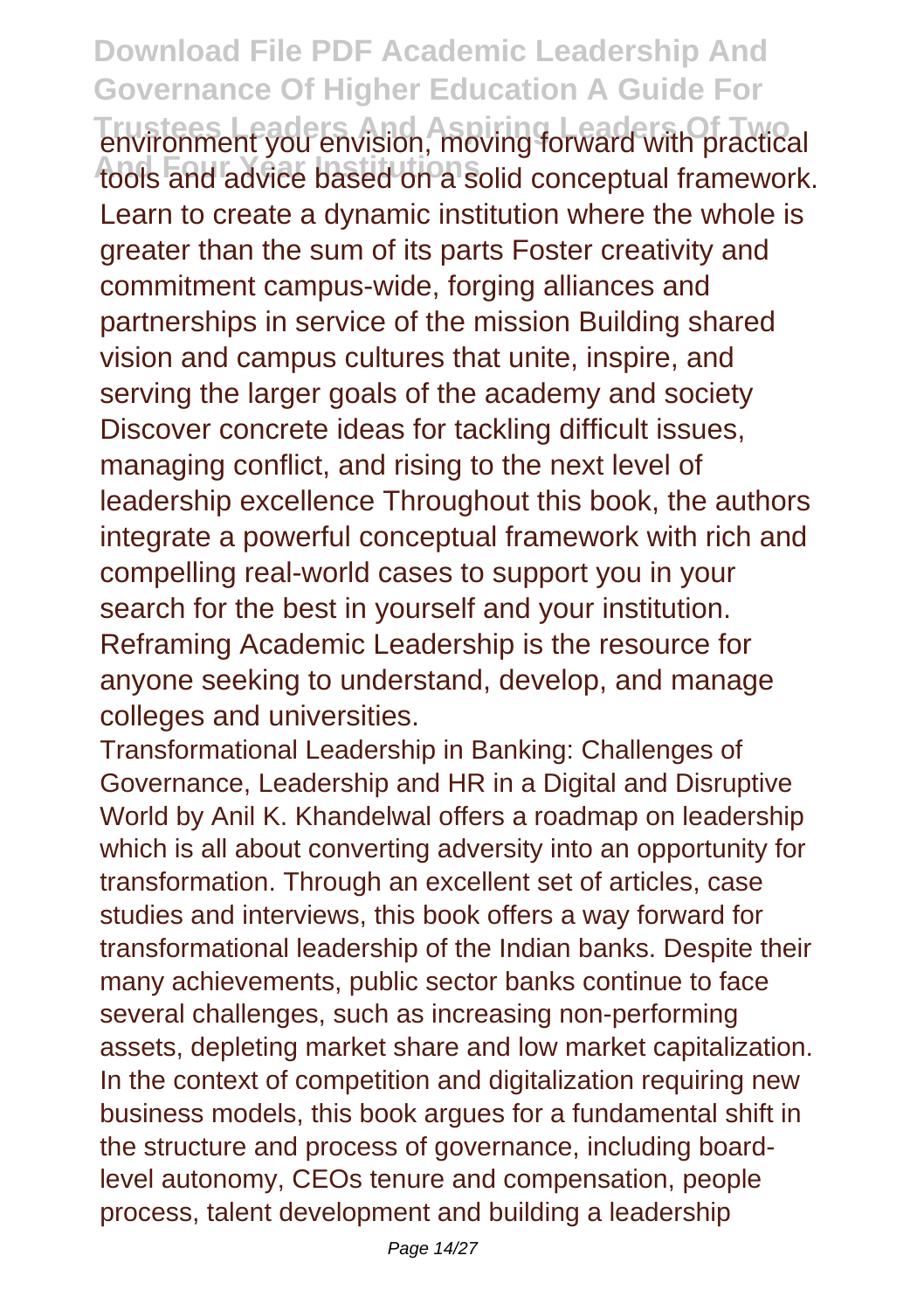environment you envision, moving forward with practical tools and advice based on a solid conceptual framework. Learn to create a dynamic institution where the whole is greater than the sum of its parts Foster creativity and commitment campus-wide, forging alliances and partnerships in service of the mission Building shared vision and campus cultures that unite, inspire, and serving the larger goals of the academy and society Discover concrete ideas for tackling difficult issues, managing conflict, and rising to the next level of leadership excellence Throughout this book, the authors integrate a powerful conceptual framework with rich and compelling real-world cases to support you in your search for the best in yourself and your institution. Reframing Academic Leadership is the resource for anyone seeking to understand, develop, and manage colleges and universities.

Transformational Leadership in Banking: Challenges of Governance, Leadership and HR in a Digital and Disruptive World by Anil K. Khandelwal offers a roadmap on leadership which is all about converting adversity into an opportunity for transformation. Through an excellent set of articles, case studies and interviews, this book offers a way forward for transformational leadership of the Indian banks. Despite their many achievements, public sector banks continue to face several challenges, such as increasing non-performing assets, depleting market share and low market capitalization. In the context of competition and digitalization requiring new business models, this book argues for a fundamental shift in the structure and process of governance, including board-level autonomy, CEOs tenure and compensation, people process, talent development and building a leadership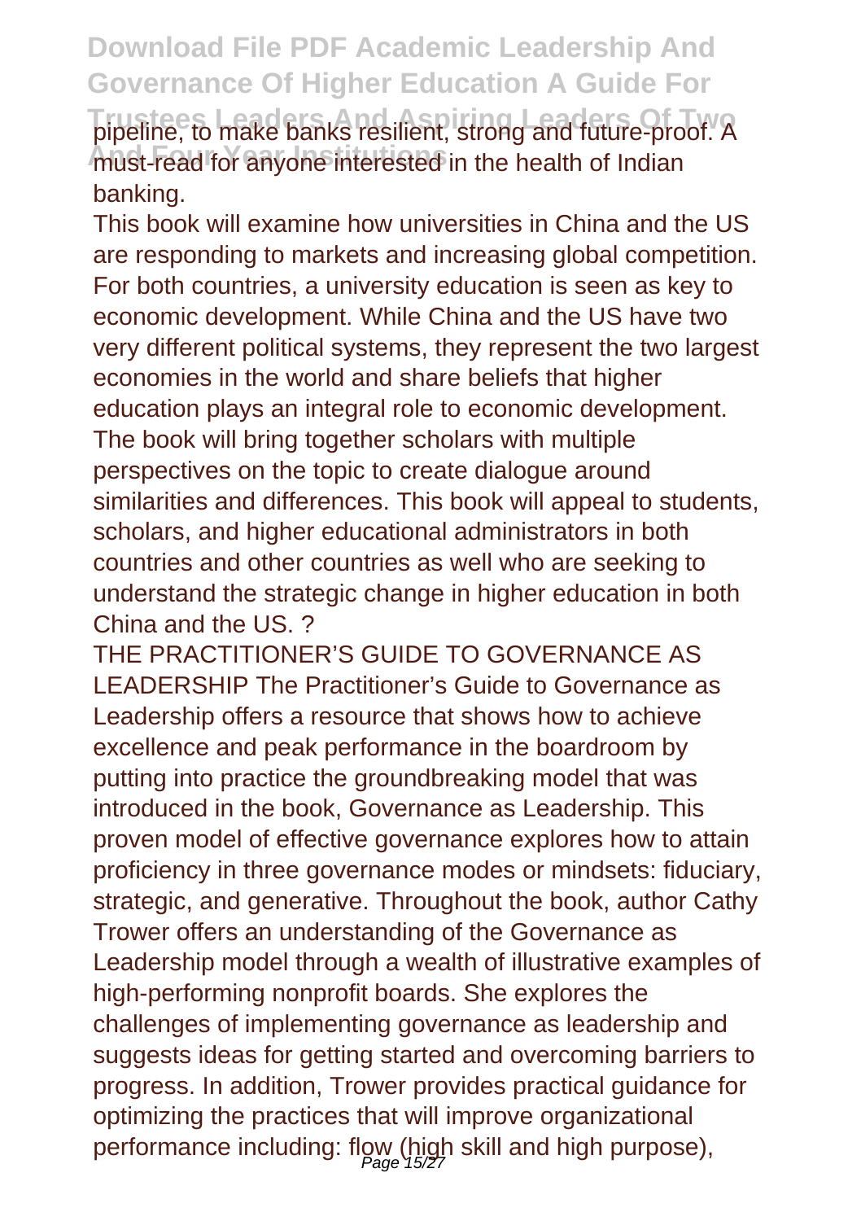pipeline, to make banks resilient, strong and future-proof. A must-read for anyone interested in the health of Indian banking.

This book will examine how universities in China and the US are responding to markets and increasing global competition. For both countries, a university education is seen as key to economic development. While China and the US have two very different political systems, they represent the two largest economies in the world and share beliefs that higher education plays an integral role to economic development. The book will bring together scholars with multiple perspectives on the topic to create dialogue around similarities and differences. This book will appeal to students, scholars, and higher educational administrators in both countries and other countries as well who are seeking to understand the strategic change in higher education in both China and the US. ?

THE PRACTITIONER'S GUIDE TO GOVERNANCE AS LEADERSHIP The Practitioner's Guide to Governance as Leadership offers a resource that shows how to achieve excellence and peak performance in the boardroom by putting into practice the groundbreaking model that was introduced in the book, Governance as Leadership. This proven model of effective governance explores how to attain proficiency in three governance modes or mindsets: fiduciary, strategic, and generative. Throughout the book, author Cathy Trower offers an understanding of the Governance as Leadership model through a wealth of illustrative examples of high-performing nonprofit boards. She explores the challenges of implementing governance as leadership and suggests ideas for getting started and overcoming barriers to progress. In addition, Trower provides practical guidance for optimizing the practices that will improve organizational performance including: flow (high skill and high purpose),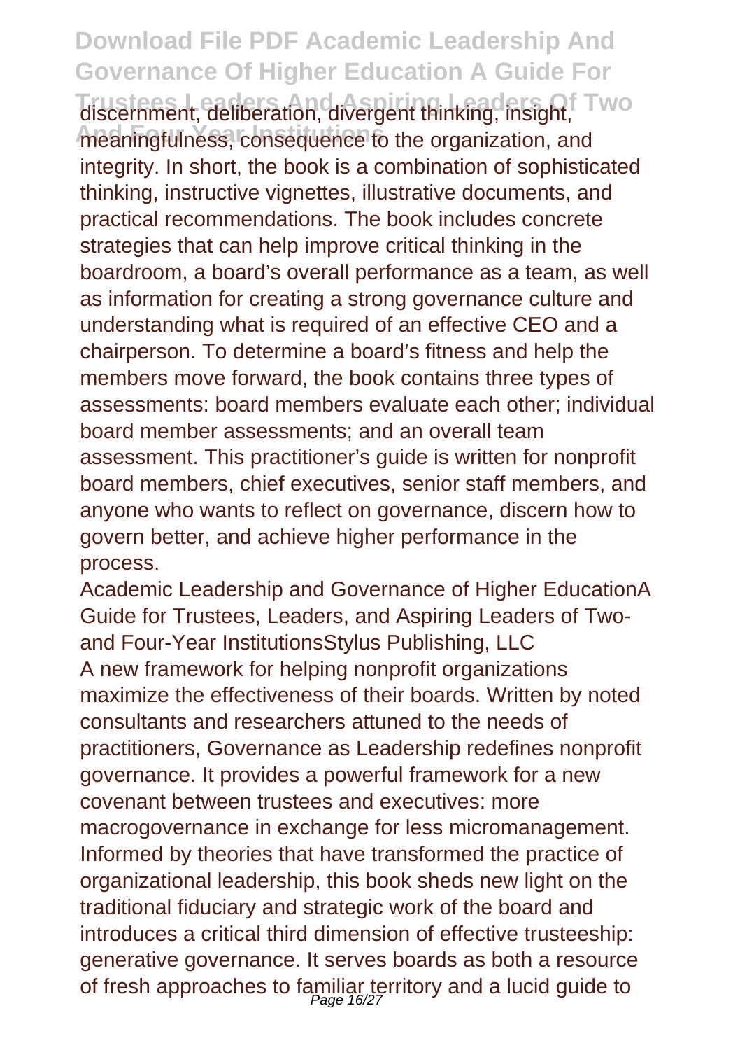discernment, deliberation, divergent thinking, insight, meaningfulness, consequence to the organization, and integrity. In short, the book is a combination of sophisticated thinking, instructive vignettes, illustrative documents, and practical recommendations. The book includes concrete strategies that can help improve critical thinking in the boardroom, a board's overall performance as a team, as well as information for creating a strong governance culture and understanding what is required of an effective CEO and a chairperson. To determine a board's fitness and help the members move forward, the book contains three types of assessments: board members evaluate each other; individual board member assessments; and an overall team assessment. This practitioner's guide is written for nonprofit board members, chief executives, senior staff members, and anyone who wants to reflect on governance, discern how to govern better, and achieve higher performance in the process.

Academic Leadership and Governance of Higher EducationA Guide for Trustees, Leaders, and Aspiring Leaders of Two- and Four-Year InstitutionsStylus Publishing, LLC

A new framework for helping nonprofit organizations maximize the effectiveness of their boards. Written by noted consultants and researchers attuned to the needs of practitioners, Governance as Leadership redefines nonprofit governance. It provides a powerful framework for a new covenant between trustees and executives: more macrogovernance in exchange for less micromanagement. Informed by theories that have transformed the practice of organizational leadership, this book sheds new light on the traditional fiduciary and strategic work of the board and introduces a critical third dimension of effective trusteeship: generative governance. It serves boards as both a resource of fresh approaches to familiar territory and a lucid guide to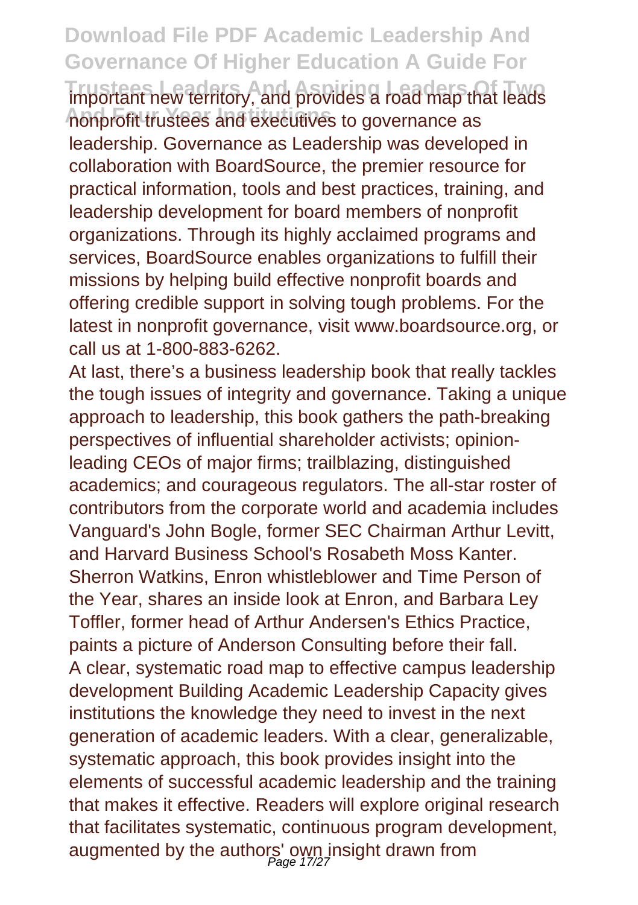important new territory, and provides a road map that leads nonprofit trustees and executives to governance as leadership. Governance as Leadership was developed in collaboration with BoardSource, the premier resource for practical information, tools and best practices, training, and leadership development for board members of nonprofit organizations. Through its highly acclaimed programs and services, BoardSource enables organizations to fulfill their missions by helping build effective nonprofit boards and offering credible support in solving tough problems. For the latest in nonprofit governance, visit www.boardsource.org, or call us at 1-800-883-6262.

At last, there's a business leadership book that really tackles the tough issues of integrity and governance. Taking a unique approach to leadership, this book gathers the path-breaking perspectives of influential shareholder activists; opinion-leading CEOs of major firms; trailblazing, distinguished academics; and courageous regulators. The all-star roster of contributors from the corporate world and academia includes Vanguard's John Bogle, former SEC Chairman Arthur Levitt, and Harvard Business School's Rosabeth Moss Kanter. Sherron Watkins, Enron whistleblower and Time Person of the Year, shares an inside look at Enron, and Barbara Ley Toffler, former head of Arthur Andersen's Ethics Practice, paints a picture of Anderson Consulting before their fall.

A clear, systematic road map to effective campus leadership development Building Academic Leadership Capacity gives institutions the knowledge they need to invest in the next generation of academic leaders. With a clear, generalizable, systematic approach, this book provides insight into the elements of successful academic leadership and the training that makes it effective. Readers will explore original research that facilitates systematic, continuous program development, augmented by the authors' own insight drawn from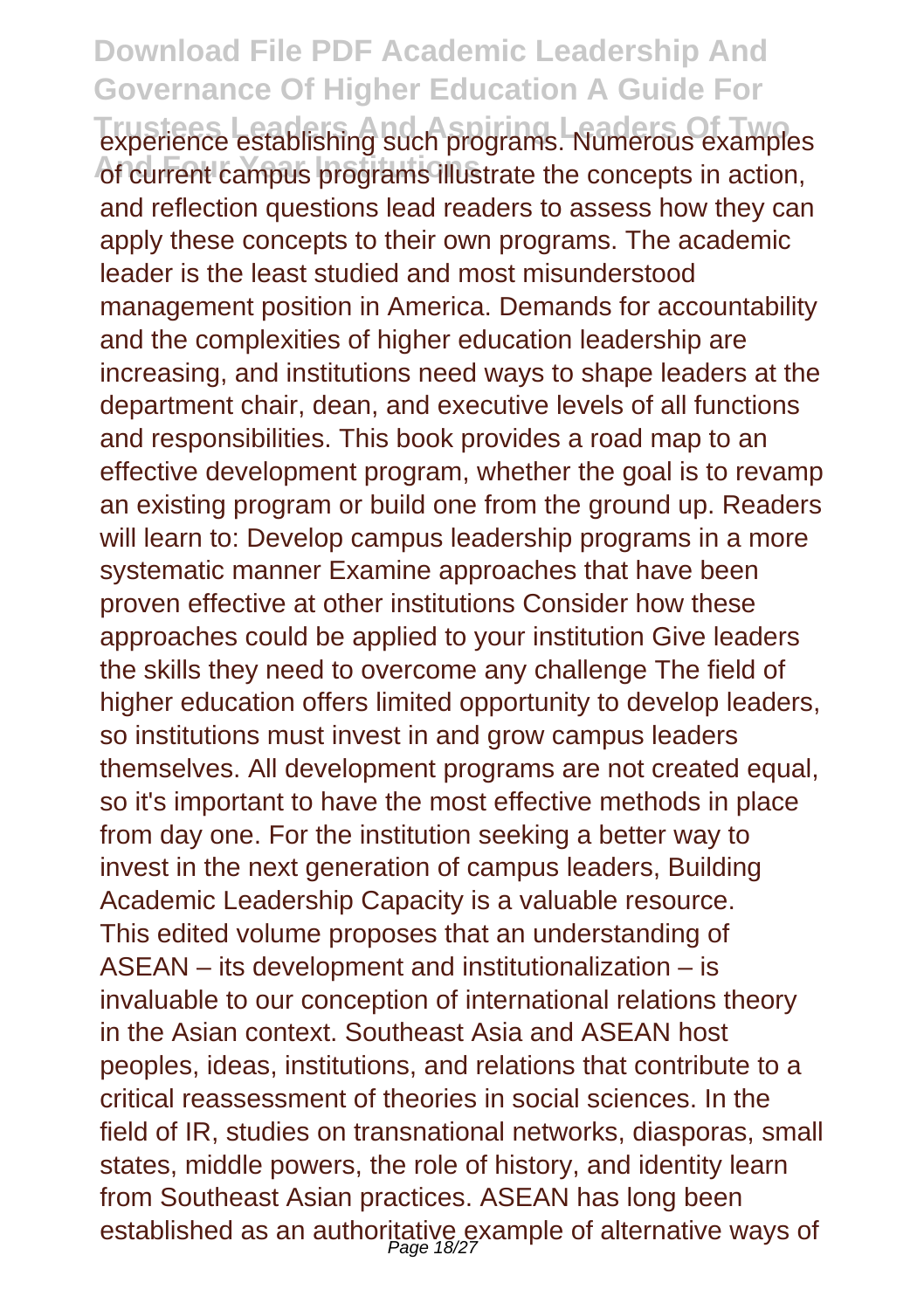experience establishing such programs. Numerous examples of current campus programs illustrate the concepts in action, and reflection questions lead readers to assess how they can apply these concepts to their own programs. The academic leader is the least studied and most misunderstood management position in America. Demands for accountability and the complexities of higher education leadership are increasing, and institutions need ways to shape leaders at the department chair, dean, and executive levels of all functions and responsibilities. This book provides a road map to an effective development program, whether the goal is to revamp an existing program or build one from the ground up. Readers will learn to: Develop campus leadership programs in a more systematic manner Examine approaches that have been proven effective at other institutions Consider how these approaches could be applied to your institution Give leaders the skills they need to overcome any challenge The field of higher education offers limited opportunity to develop leaders, so institutions must invest in and grow campus leaders themselves. All development programs are not created equal, so it's important to have the most effective methods in place from day one. For the institution seeking a better way to invest in the next generation of campus leaders, Building Academic Leadership Capacity is a valuable resource.

This edited volume proposes that an understanding of ASEAN – its development and institutionalization – is invaluable to our conception of international relations theory in the Asian context. Southeast Asia and ASEAN host peoples, ideas, institutions, and relations that contribute to a critical reassessment of theories in social sciences. In the field of IR, studies on transnational networks, diasporas, small states, middle powers, the role of history, and identity learn from Southeast Asian practices. ASEAN has long been established as an authoritative example of alternative ways of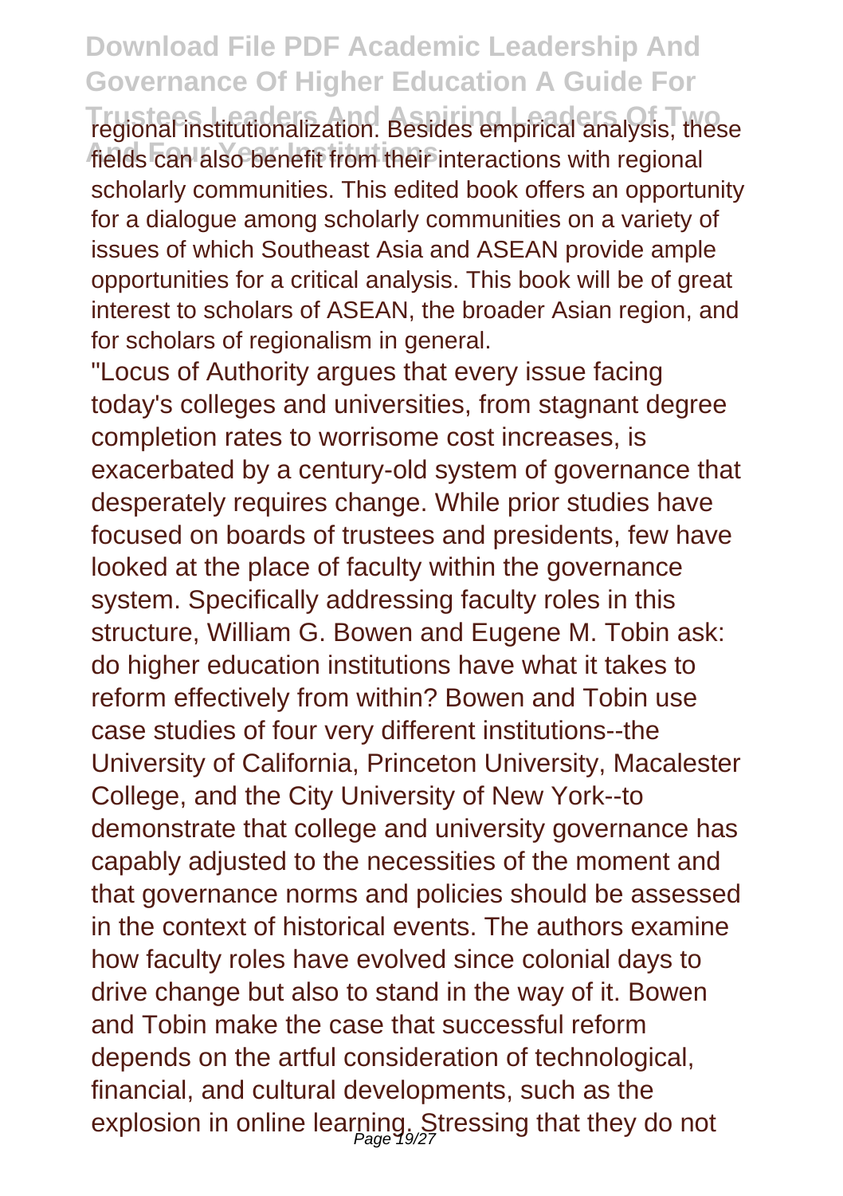regional institutionalization. Besides empirical analysis, these fields can also benefit from their interactions with regional scholarly communities. This edited book offers an opportunity for a dialogue among scholarly communities on a variety of issues of which Southeast Asia and ASEAN provide ample opportunities for a critical analysis. This book will be of great interest to scholars of ASEAN, the broader Asian region, and for scholars of regionalism in general.

"Locus of Authority argues that every issue facing today's colleges and universities, from stagnant degree completion rates to worrisome cost increases, is exacerbated by a century-old system of governance that desperately requires change. While prior studies have focused on boards of trustees and presidents, few have looked at the place of faculty within the governance system. Specifically addressing faculty roles in this structure, William G. Bowen and Eugene M. Tobin ask: do higher education institutions have what it takes to reform effectively from within? Bowen and Tobin use case studies of four very different institutions--the University of California, Princeton University, Macalester College, and the City University of New York--to demonstrate that college and university governance has capably adjusted to the necessities of the moment and that governance norms and policies should be assessed in the context of historical events. The authors examine how faculty roles have evolved since colonial days to drive change but also to stand in the way of it. Bowen and Tobin make the case that successful reform depends on the artful consideration of technological, financial, and cultural developments, such as the explosion in online learning. Stressing that they do not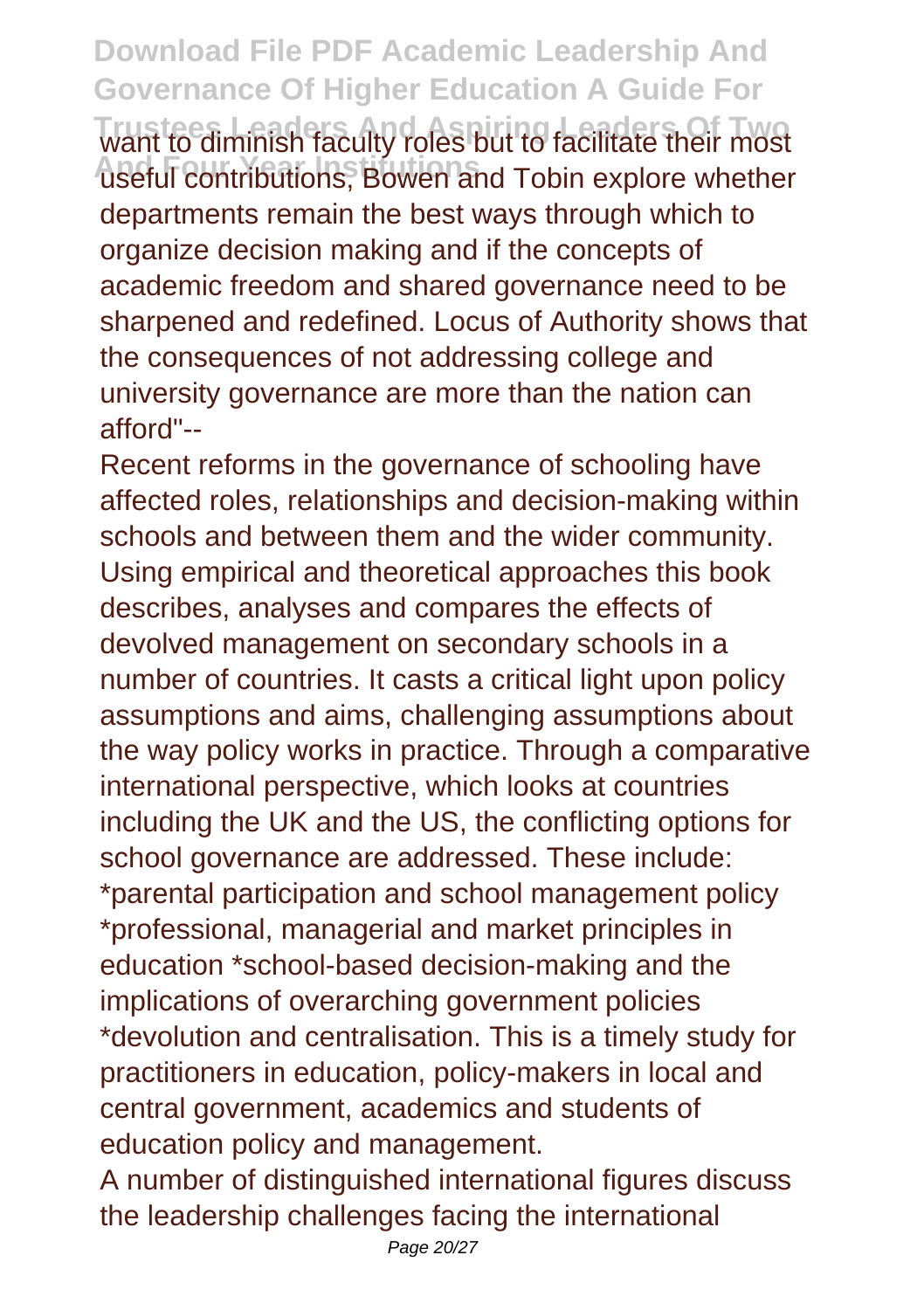want to diminish faculty roles but to facilitate their most useful contributions, Bowen and Tobin explore whether departments remain the best ways through which to organize decision making and if the concepts of academic freedom and shared governance need to be sharpened and redefined. Locus of Authority shows that the consequences of not addressing college and university governance are more than the nation can afford"--

Recent reforms in the governance of schooling have affected roles, relationships and decision-making within schools and between them and the wider community. Using empirical and theoretical approaches this book describes, analyses and compares the effects of devolved management on secondary schools in a number of countries. It casts a critical light upon policy assumptions and aims, challenging assumptions about the way policy works in practice. Through a comparative international perspective, which looks at countries including the UK and the US, the conflicting options for school governance are addressed. These include: *parental participation and school management policy *professional, managerial and market principles in education *school-based decision-making and the implications of overarching government policies *devolution and centralisation. This is a timely study for practitioners in education, policy-makers in local and central government, academics and students of education policy and management.

A number of distinguished international figures discuss the leadership challenges facing the international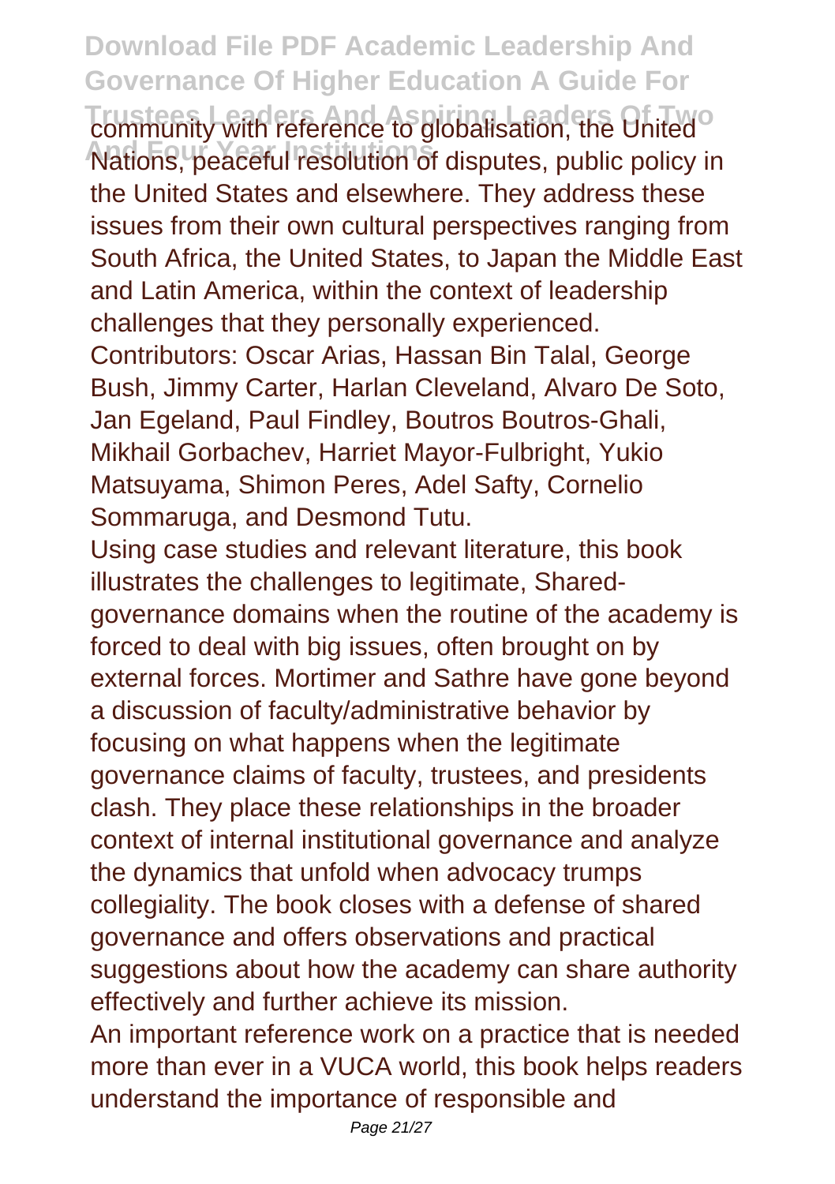community with reference to globalisation, the United Nations, peaceful resolution of disputes, public policy in the United States and elsewhere. They address these issues from their own cultural perspectives ranging from South Africa, the United States, to Japan the Middle East and Latin America, within the context of leadership challenges that they personally experienced. Contributors: Oscar Arias, Hassan Bin Talal, George Bush, Jimmy Carter, Harlan Cleveland, Alvaro De Soto, Jan Egeland, Paul Findley, Boutros Boutros-Ghali, Mikhail Gorbachev, Harriet Mayor-Fulbright, Yukio Matsuyama, Shimon Peres, Adel Safty, Cornelio Sommaruga, and Desmond Tutu.

Using case studies and relevant literature, this book illustrates the challenges to legitimate, Shared-governance domains when the routine of the academy is forced to deal with big issues, often brought on by external forces. Mortimer and Sathre have gone beyond a discussion of faculty/administrative behavior by focusing on what happens when the legitimate governance claims of faculty, trustees, and presidents clash. They place these relationships in the broader context of internal institutional governance and analyze the dynamics that unfold when advocacy trumps collegiality. The book closes with a defense of shared governance and offers observations and practical suggestions about how the academy can share authority effectively and further achieve its mission.

An important reference work on a practice that is needed more than ever in a VUCA world, this book helps readers understand the importance of responsible and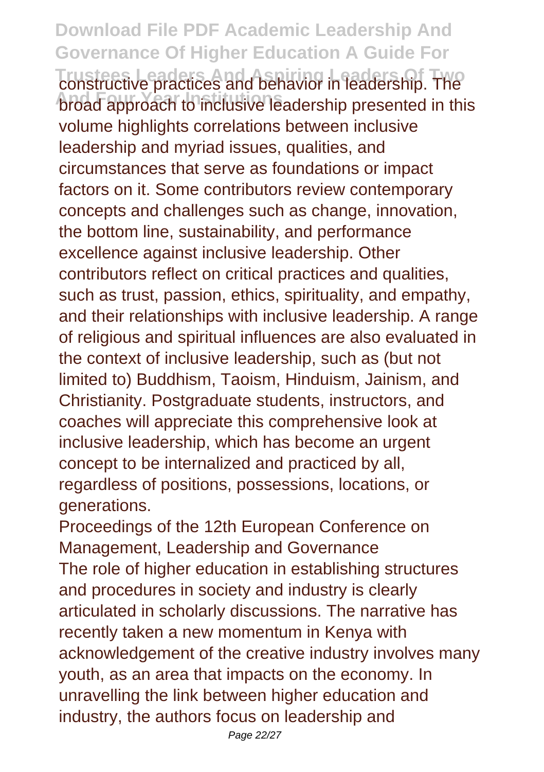constructive practices and behavior in leadership. The broad approach to inclusive leadership presented in this volume highlights correlations between inclusive leadership and myriad issues, qualities, and circumstances that serve as foundations or impact factors on it. Some contributors review contemporary concepts and challenges such as change, innovation, the bottom line, sustainability, and performance excellence against inclusive leadership. Other contributors reflect on critical practices and qualities, such as trust, passion, ethics, spirituality, and empathy, and their relationships with inclusive leadership. A range of religious and spiritual influences are also evaluated in the context of inclusive leadership, such as (but not limited to) Buddhism, Taoism, Hinduism, Jainism, and Christianity. Postgraduate students, instructors, and coaches will appreciate this comprehensive look at inclusive leadership, which has become an urgent concept to be internalized and practiced by all, regardless of positions, possessions, locations, or generations.

Proceedings of the 12th European Conference on Management, Leadership and Governance

The role of higher education in establishing structures and procedures in society and industry is clearly articulated in scholarly discussions. The narrative has recently taken a new momentum in Kenya with acknowledgement of the creative industry involves many youth, as an area that impacts on the economy. In unravelling the link between higher education and industry, the authors focus on leadership and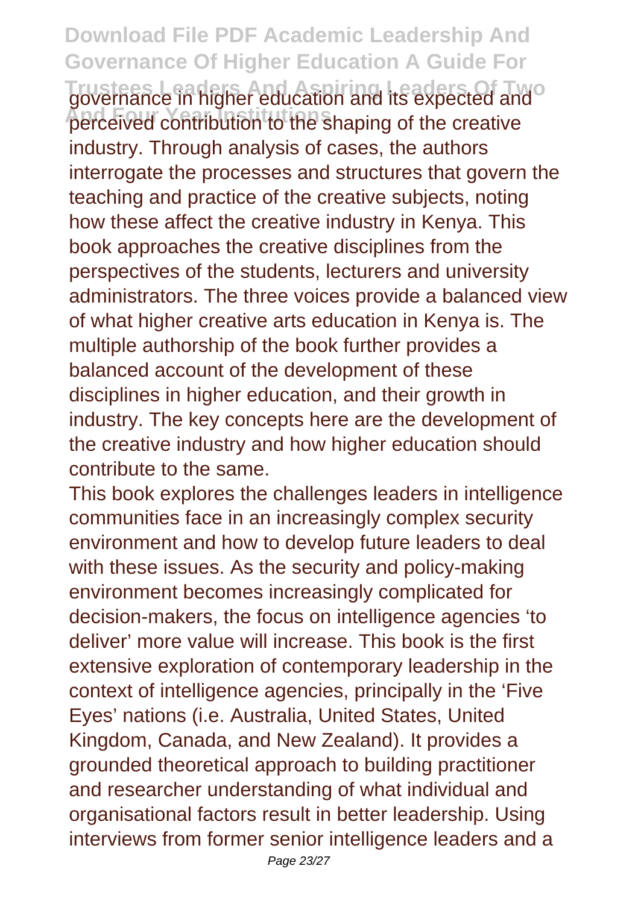governance in higher education and its expected and perceived contribution to the shaping of the creative industry. Through analysis of cases, the authors interrogate the processes and structures that govern the teaching and practice of the creative subjects, noting how these affect the creative industry in Kenya. This book approaches the creative disciplines from the perspectives of the students, lecturers and university administrators. The three voices provide a balanced view of what higher creative arts education in Kenya is. The multiple authorship of the book further provides a balanced account of the development of these disciplines in higher education, and their growth in industry. The key concepts here are the development of the creative industry and how higher education should contribute to the same.

This book explores the challenges leaders in intelligence communities face in an increasingly complex security environment and how to develop future leaders to deal with these issues. As the security and policy-making environment becomes increasingly complicated for decision-makers, the focus on intelligence agencies 'to deliver' more value will increase. This book is the first extensive exploration of contemporary leadership in the context of intelligence agencies, principally in the 'Five Eyes' nations (i.e. Australia, United States, United Kingdom, Canada, and New Zealand). It provides a grounded theoretical approach to building practitioner and researcher understanding of what individual and organisational factors result in better leadership. Using interviews from former senior intelligence leaders and a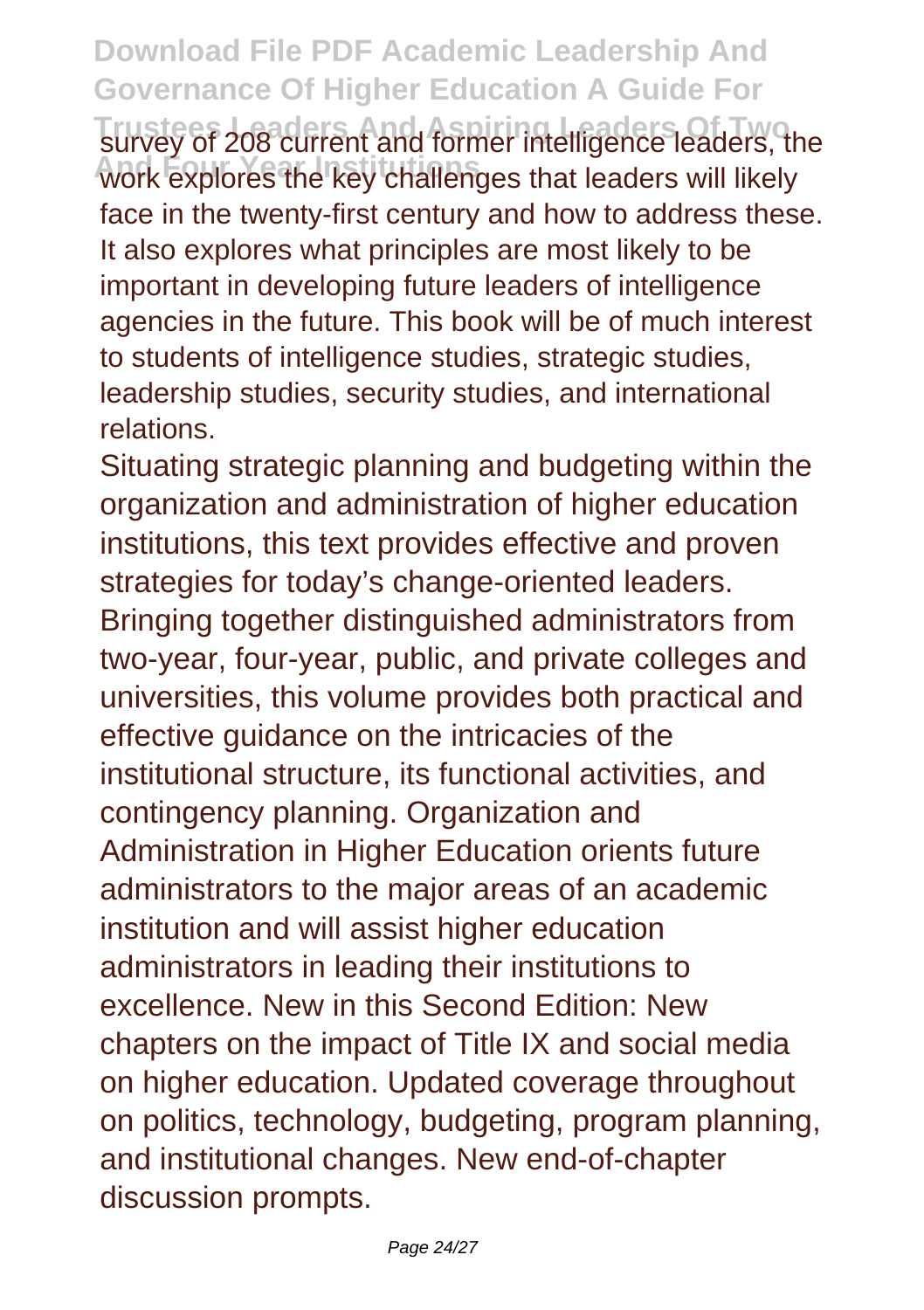survey of 208 current and former intelligence leaders, the work explores the key challenges that leaders will likely face in the twenty-first century and how to address these. It also explores what principles are most likely to be important in developing future leaders of intelligence agencies in the future. This book will be of much interest to students of intelligence studies, strategic studies, leadership studies, security studies, and international relations.

Situating strategic planning and budgeting within the organization and administration of higher education institutions, this text provides effective and proven strategies for today's change-oriented leaders. Bringing together distinguished administrators from two-year, four-year, public, and private colleges and universities, this volume provides both practical and effective guidance on the intricacies of the institutional structure, its functional activities, and contingency planning. Organization and Administration in Higher Education orients future administrators to the major areas of an academic institution and will assist higher education administrators in leading their institutions to excellence. New in this Second Edition: New chapters on the impact of Title IX and social media on higher education. Updated coverage throughout on politics, technology, budgeting, program planning, and institutional changes. New end-of-chapter discussion prompts.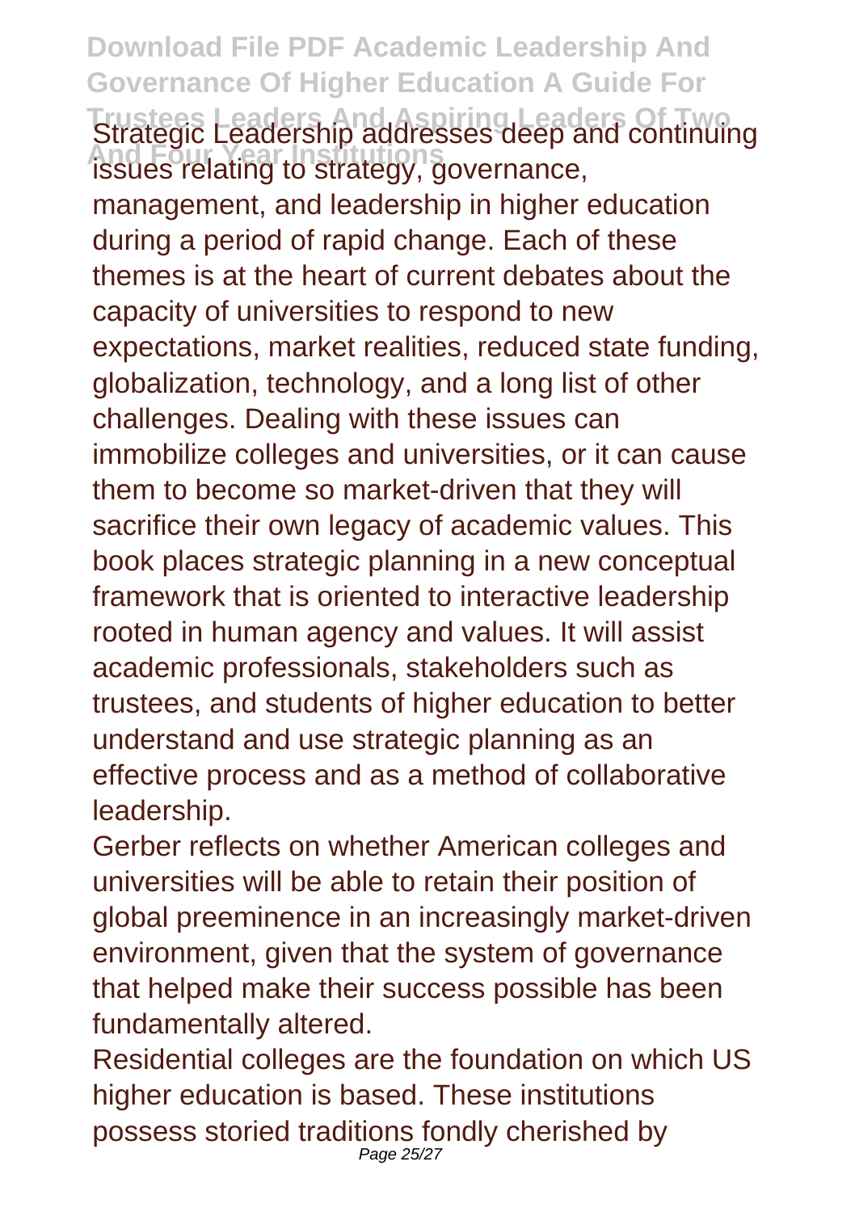Strategic Leadership addresses deep and continuing issues relating to strategy, governance, management, and leadership in higher education during a period of rapid change. Each of these themes is at the heart of current debates about the capacity of universities to respond to new expectations, market realities, reduced state funding, globalization, technology, and a long list of other challenges. Dealing with these issues can immobilize colleges and universities, or it can cause them to become so market-driven that they will sacrifice their own legacy of academic values. This book places strategic planning in a new conceptual framework that is oriented to interactive leadership rooted in human agency and values. It will assist academic professionals, stakeholders such as trustees, and students of higher education to better understand and use strategic planning as an effective process and as a method of collaborative leadership.

Gerber reflects on whether American colleges and universities will be able to retain their position of global preeminence in an increasingly market-driven environment, given that the system of governance that helped make their success possible has been fundamentally altered.

Residential colleges are the foundation on which US higher education is based. These institutions possess storied traditions fondly cherished by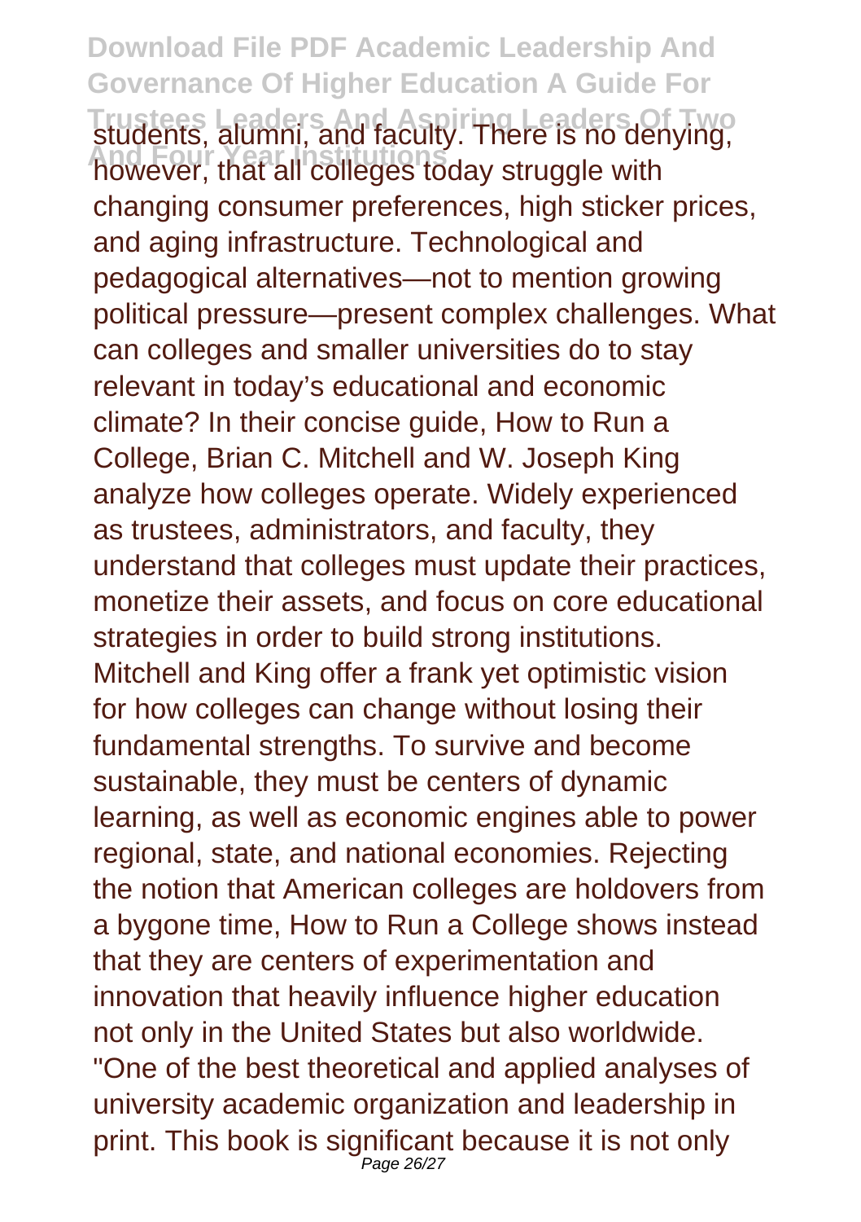students, alumni, and faculty. There is no denying, however, that all colleges today struggle with changing consumer preferences, high sticker prices, and aging infrastructure. Technological and pedagogical alternatives—not to mention growing political pressure—present complex challenges. What can colleges and smaller universities do to stay relevant in today's educational and economic climate? In their concise guide, How to Run a College, Brian C. Mitchell and W. Joseph King analyze how colleges operate. Widely experienced as trustees, administrators, and faculty, they understand that colleges must update their practices, monetize their assets, and focus on core educational strategies in order to build strong institutions. Mitchell and King offer a frank yet optimistic vision for how colleges can change without losing their fundamental strengths. To survive and become sustainable, they must be centers of dynamic learning, as well as economic engines able to power regional, state, and national economies. Rejecting the notion that American colleges are holdovers from a bygone time, How to Run a College shows instead that they are centers of experimentation and innovation that heavily influence higher education not only in the United States but also worldwide. "One of the best theoretical and applied analyses of university academic organization and leadership in print. This book is significant because it is not only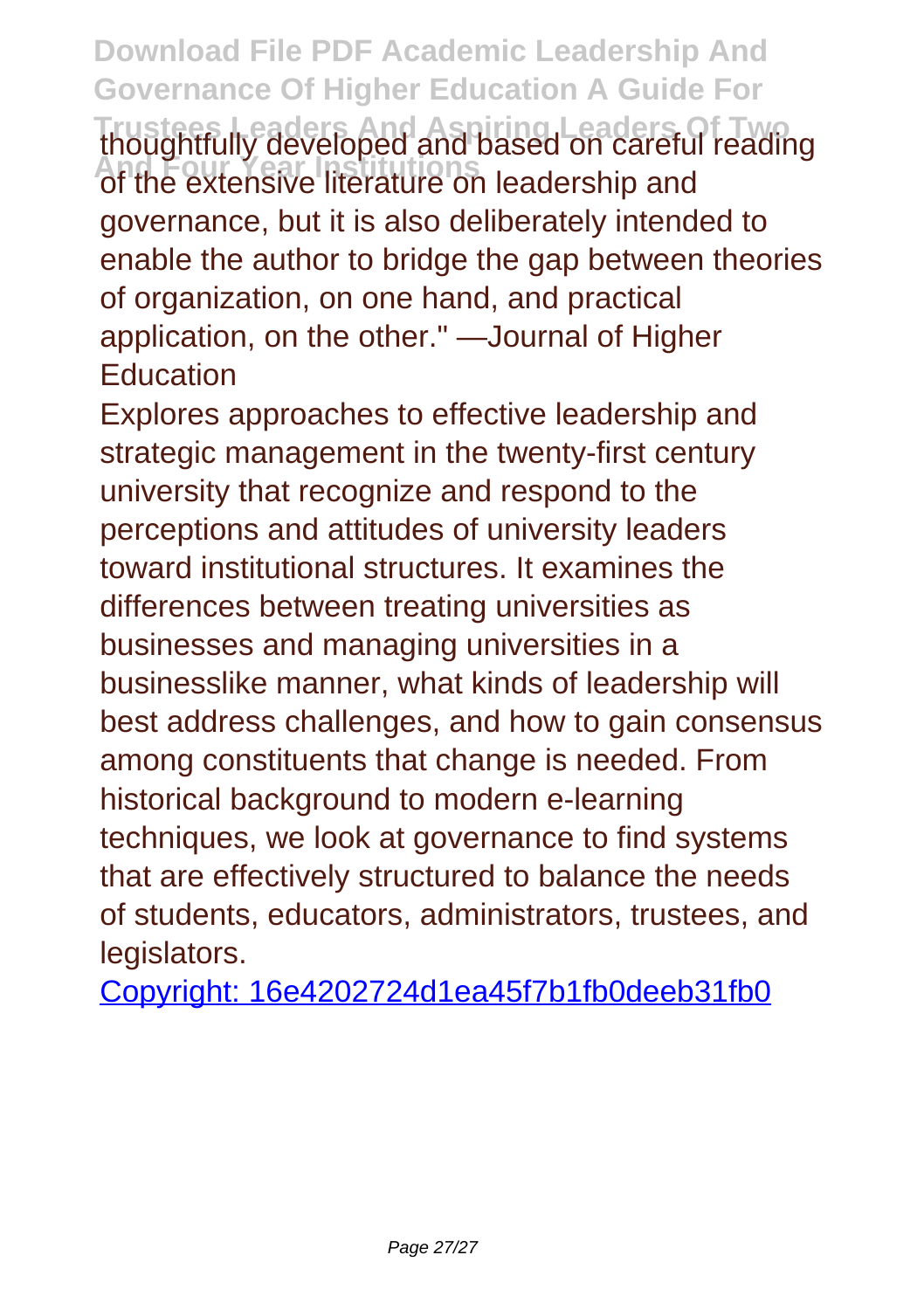thoughtfully developed and based on careful reading of the extensive literature on leadership and governance, but it is also deliberately intended to enable the author to bridge the gap between theories of organization, on one hand, and practical application, on the other." —Journal of Higher Education

Explores approaches to effective leadership and strategic management in the twenty-first century university that recognize and respond to the perceptions and attitudes of university leaders toward institutional structures. It examines the differences between treating universities as businesses and managing universities in a businesslike manner, what kinds of leadership will best address challenges, and how to gain consensus among constituents that change is needed. From historical background to modern e-learning techniques, we look at governance to find systems that are effectively structured to balance the needs of students, educators, administrators, trustees, and legislators.

Copyright: 16e4202724d1ea45f7b1fb0deeb31fb0